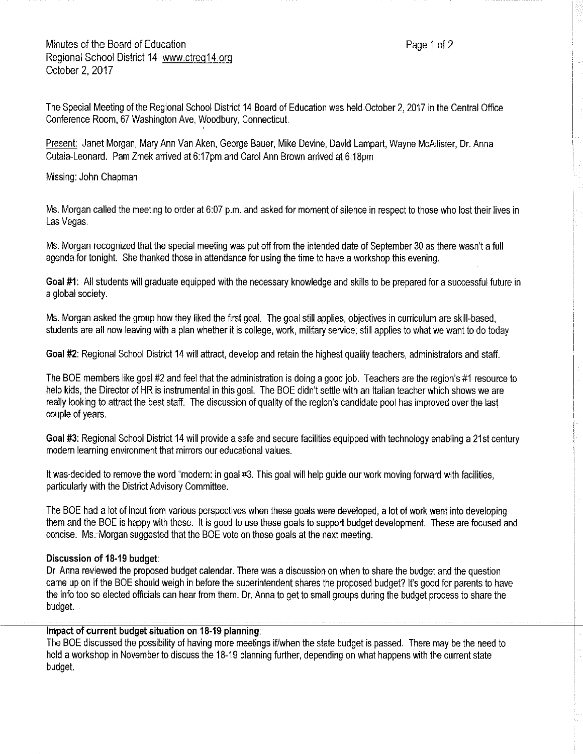Minutes of the Board of Education
Regional School District 14 www.ctreg14.org
October 2, 2017

The Special Meeting of the Regional School District 14 Board of Education was held October 2, 2017 in the Central Office Conference Room, 67 Washington Ave, Woodbury, Connecticut.

Present: Janet Morgan, Mary Ann Van Aken, George Bauer, Mike Devine, David Lampart, Wayne McAllister, Dr. Anna Cutaia-Leonard. Pam Zmek arrived at 6:17pm and Carol Ann Brown arrived at 6:18pm

Missing: John Chapman

Ms. Morgan called the meeting to order at 6:07 p.m. and asked for moment of silence in respect to those who lost their lives in Las Vegas.

Ms. Morgan recognized that the special meeting was put off from the intended date of September 30 as there wasn't a full agenda for tonight. She thanked those in attendance for using the time to have a workshop this evening.

**Goal #1**: All students will graduate equipped with the necessary knowledge and skills to be prepared for a successful future in a global society.

Ms. Morgan asked the group how they liked the first goal. The goal still applies, objectives in curriculum are skill-based, students are all now leaving with a plan whether it is college, work, military service; still applies to what we want to do today

**Goal #2**: Regional School District 14 will attract, develop and retain the highest quality teachers, administrators and staff.

The BOE members like goal #2 and feel that the administration is doing a good job. Teachers are the region's #1 resource to help kids, the Director of HR is instrumental in this goal. The BOE didn't settle with an Italian teacher which shows we are really looking to attract the best staff. The discussion of quality of the region's candidate pool has improved over the last couple of years.

**Goal #3**: Regional School District 14 will provide a safe and secure facilities equipped with technology enabling a 21st century modern learning environment that mirrors our educational values.

It was decided to remove the word "modern: in goal #3. This goal will help guide our work moving forward with facilities, particularly with the District Advisory Committee.

The BOE had a lot of input from various perspectives when these goals were developed, a lot of work went into developing them and the BOE is happy with these. It is good to use these goals to support budget development. These are focused and concise. Ms. Morgan suggested that the BOE vote on these goals at the next meeting.

**Discussion of 18-19 budget**:
Dr. Anna reviewed the proposed budget calendar. There was a discussion on when to share the budget and the question came up on if the BOE should weigh in before the superintendent shares the proposed budget? It's good for parents to have the info too so elected officials can hear from them. Dr. Anna to get to small groups during the budget process to share the budget.

**Impact of current budget situation on 18-19 planning**:
The BOE discussed the possibility of having more meetings if/when the state budget is passed. There may be the need to hold a workshop in November to discuss the 18-19 planning further, depending on what happens with the current state budget.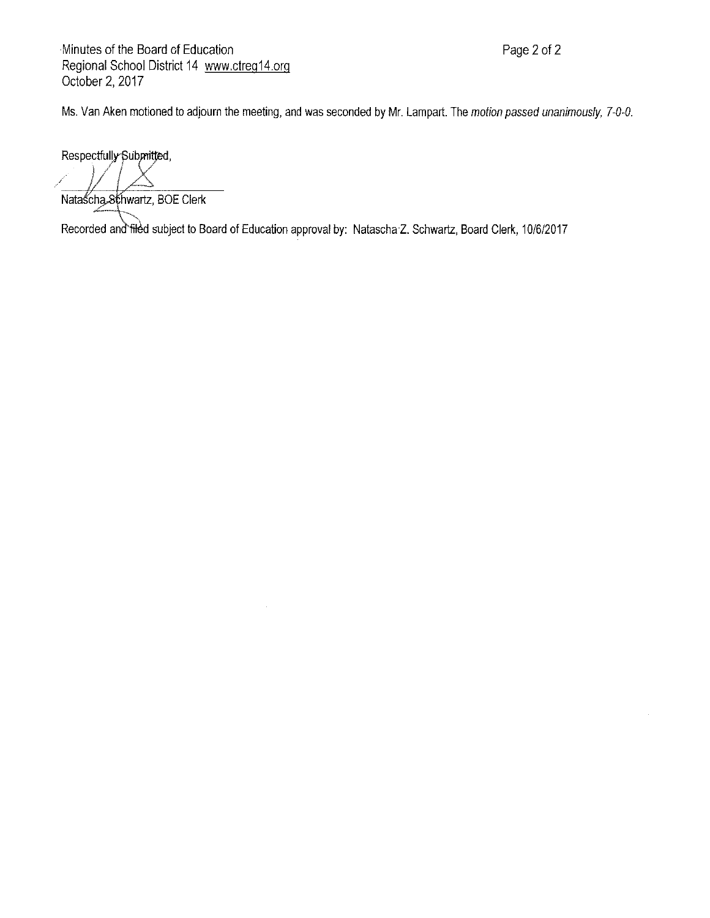Ms. Van Aken motioned to adjourn the meeting, and was seconded by Mr. Lampart. The *motion passed unanimously, 7-0-0.*

Respectfully Submitted,

Natascha Schwartz, BOE Clerk

Recorded and filed subject to Board of Education approval by: Natascha Z. Schwartz, Board Clerk, 10/6/2017